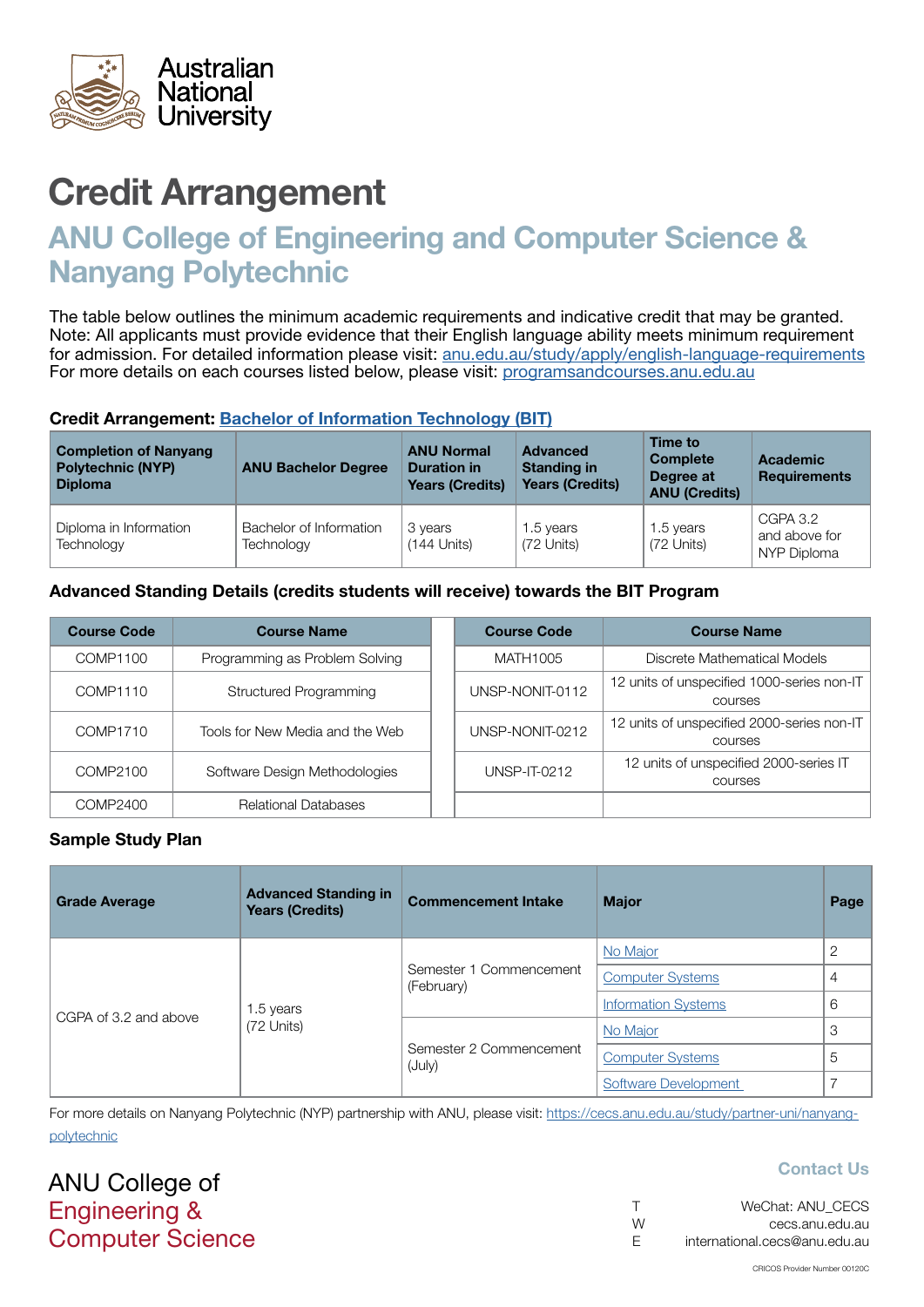Australian National University

# Credit Arrangement

## ANU College of Engineering and Computer Science & Nanyang Polytechnic

The table below outlines the minimum academic requirements and indicative credit that may be granted. Note: All applicants must provide evidence that their English language ability meets minimum requirement for admission. For detailed information please visit: anu.edu.au/study/apply/english-language-requirements
For more details on each courses listed below, please visit: programsandcourses.anu.edu.au

**Credit Arrangement: Bachelor of Information Technology (BIT)**

| Completion of Nanyang Polytechnic (NYP) Diploma | ANU Bachelor Degree | ANU Normal Duration in Years (Credits) | Advanced Standing in Years (Credits) | Time to Complete Degree at ANU (Credits) | Academic Requirements |
|---|---|---|---|---|---|
| Diploma in Information Technology | Bachelor of Information Technology | 3 years (144 Units) | 1.5 years (72 Units) | 1.5 years (72 Units) | CGPA 3.2 and above for NYP Diploma |

**Advanced Standing Details (credits students will receive) towards the BIT Program**

| Course Code | Course Name | Course Code | Course Name |
|---|---|---|---|
| COMP1100 | Programming as Problem Solving | MATH1005 | Discrete Mathematical Models |
| COMP1110 | Structured Programming | UNSP-NONIT-0112 | 12 units of unspecified 1000-series non-IT courses |
| COMP1710 | Tools for New Media and the Web | UNSP-NONIT-0212 | 12 units of unspecified 2000-series non-IT courses |
| COMP2100 | Software Design Methodologies | UNSP-IT-0212 | 12 units of unspecified 2000-series IT courses |
| COMP2400 | Relational Databases | | |

**Sample Study Plan**

| Grade Average | Advanced Standing in Years (Credits) | Commencement Intake | Major | Page |
|---|---|---|---|---|
| CGPA of 3.2 and above | 1.5 years (72 Units) | Semester 1 Commencement (February) | No Major | 2 |
| | | | Computer Systems | 4 |
| | | | Information Systems | 6 |
| | | Semester 2 Commencement (July) | No Major | 3 |
| | | | Computer Systems | 5 |
| | | | Software Development | 7 |

For more details on Nanyang Polytechnic (NYP) partnership with ANU, please visit: https://cecs.anu.edu.au/study/partner-uni/nanyang-polytechnic

ANU College of Engineering & Computer Science

**Contact Us**

T WeChat: ANU_CECS
W cecs.anu.edu.au
E international.cecs@anu.edu.au

CRICOS Provider Number 00120C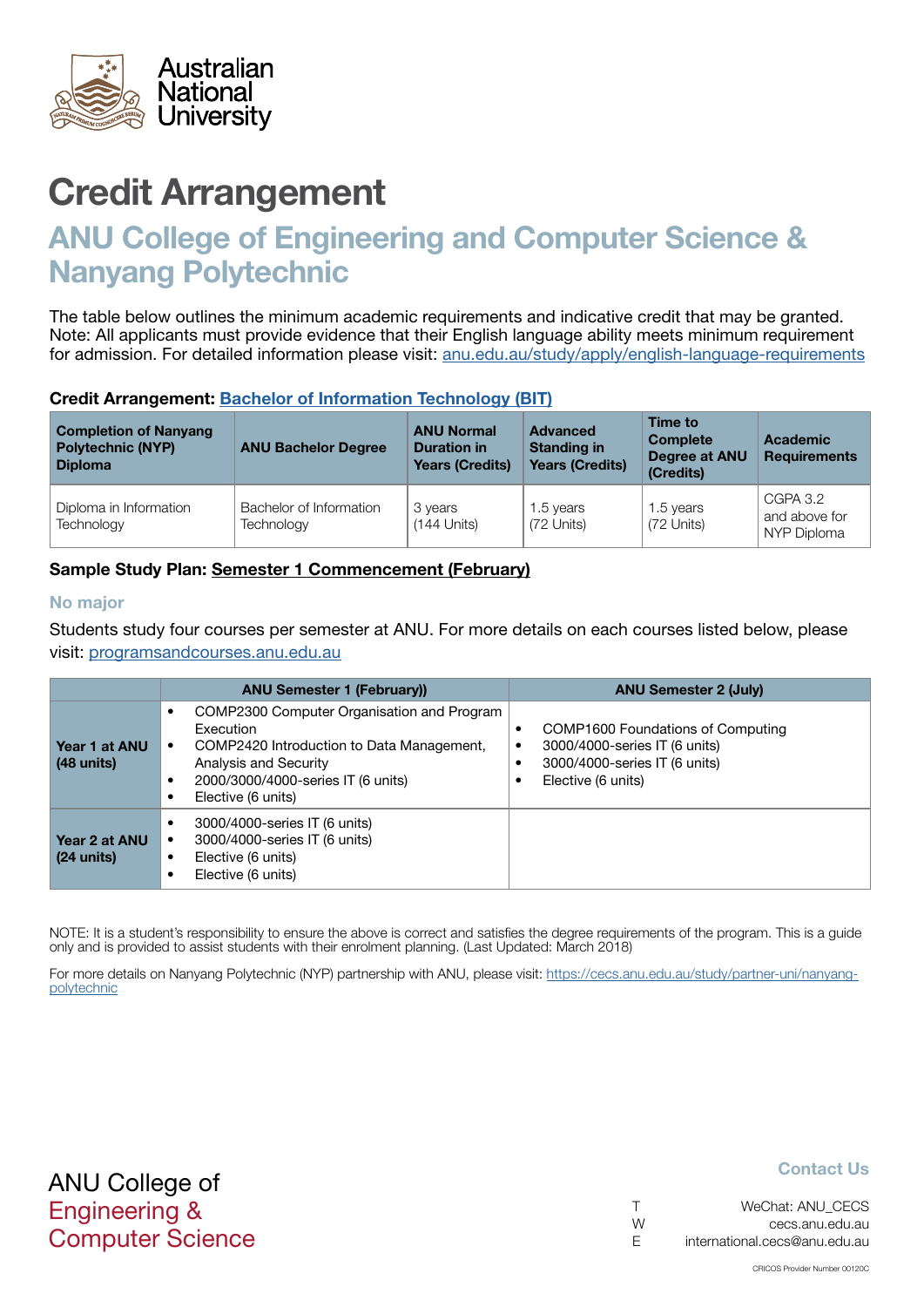Australian National University

# Credit Arrangement

## ANU College of Engineering and Computer Science & Nanyang Polytechnic

The table below outlines the minimum academic requirements and indicative credit that may be granted. Note: All applicants must provide evidence that their English language ability meets minimum requirement for admission. For detailed information please visit: [anu.edu.au/study/apply/english-language-requirements](anu.edu.au/study/apply/english-language-requirements)

**Credit Arrangement: [Bachelor of Information Technology (BIT)]()**

| Completion of Nanyang Polytechnic (NYP) Diploma | ANU Bachelor Degree | ANU Normal Duration in Years (Credits) | Advanced Standing in Years (Credits) | Time to Complete Degree at ANU (Credits) | Academic Requirements |
|---|---|---|---|---|---|
| Diploma in Information Technology | Bachelor of Information Technology | 3 years (144 Units) | 1.5 years (72 Units) | 1.5 years (72 Units) | CGPA 3.2 and above for NYP Diploma |

**Sample Study Plan: Semester 1 Commencement (February)**

### No major

Students study four courses per semester at ANU. For more details on each courses listed below, please visit: [programsandcourses.anu.edu.au](programsandcourses.anu.edu.au)

| | ANU Semester 1 (February)) | ANU Semester 2 (July) |
|---|---|---|
| **Year 1 at ANU (48 units)** | • COMP2300 Computer Organisation and Program Execution<br>• COMP2420 Introduction to Data Management, Analysis and Security<br>• 2000/3000/4000-series IT (6 units)<br>• Elective (6 units) | • COMP1600 Foundations of Computing<br>• 3000/4000-series IT (6 units)<br>• 3000/4000-series IT (6 units)<br>• Elective (6 units) |
| **Year 2 at ANU (24 units)** | • 3000/4000-series IT (6 units)<br>• 3000/4000-series IT (6 units)<br>• Elective (6 units)<br>• Elective (6 units) | |

NOTE: It is a student's responsibility to ensure the above is correct and satisfies the degree requirements of the program. This is a guide only and is provided to assist students with their enrolment planning. (Last Updated: March 2018)

For more details on Nanyang Polytechnic (NYP) partnership with ANU, please visit: [https://cecs.anu.edu.au/study/partner-uni/nanyang-polytechnic](https://cecs.anu.edu.au/study/partner-uni/nanyang-polytechnic)

ANU College of Engineering & Computer Science

**Contact Us**

T WeChat: ANU_CECS
W cecs.anu.edu.au
E international.cecs@anu.edu.au

CRICOS Provider Number 00120C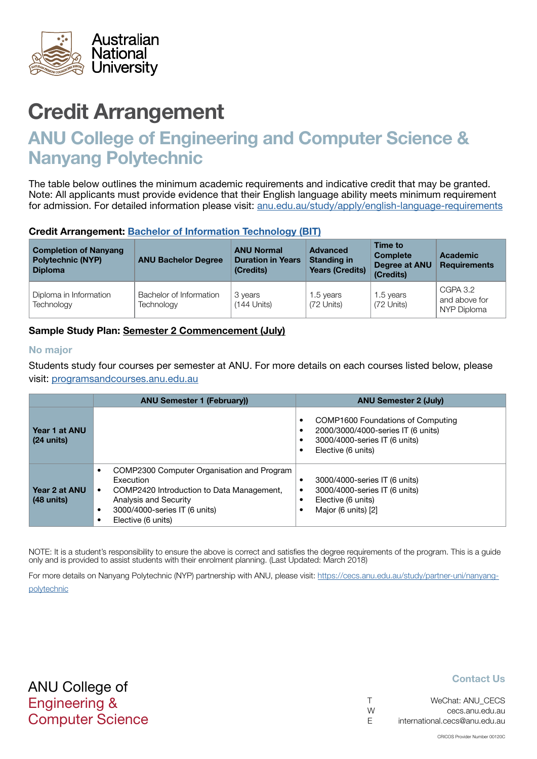Australian National University

# Credit Arrangement

## ANU College of Engineering and Computer Science & Nanyang Polytechnic

The table below outlines the minimum academic requirements and indicative credit that may be granted. Note: All applicants must provide evidence that their English language ability meets minimum requirement for admission. For detailed information please visit: [anu.edu.au/study/apply/english-language-requirements](anu.edu.au/study/apply/english-language-requirements)

**Credit Arrangement: [Bachelor of Information Technology (BIT)]()**

| Completion of Nanyang Polytechnic (NYP) Diploma | ANU Bachelor Degree | ANU Normal Duration in Years (Credits) | Advanced Standing in Years (Credits) | Time to Complete Degree at ANU (Credits) | Academic Requirements |
|---|---|---|---|---|---|
| Diploma in Information Technology | Bachelor of Information Technology | 3 years (144 Units) | 1.5 years (72 Units) | 1.5 years (72 Units) | CGPA 3.2 and above for NYP Diploma |

**Sample Study Plan: Semester 2 Commencement (July)**

### No major

Students study four courses per semester at ANU. For more details on each courses listed below, please visit: [programsandcourses.anu.edu.au](programsandcourses.anu.edu.au)

| | ANU Semester 1 (February)) | ANU Semester 2 (July) |
|---|---|---|
| **Year 1 at ANU (24 units)** | | • COMP1600 Foundations of Computing<br>• 2000/3000/4000-series IT (6 units)<br>• 3000/4000-series IT (6 units)<br>• Elective (6 units) |
| **Year 2 at ANU (48 units)** | • COMP2300 Computer Organisation and Program Execution<br>• COMP2420 Introduction to Data Management, Analysis and Security<br>• 3000/4000-series IT (6 units)<br>• Elective (6 units) | • 3000/4000-series IT (6 units)<br>• 3000/4000-series IT (6 units)<br>• Elective (6 units)<br>• Major (6 units) [2] |

NOTE: It is a student's responsibility to ensure the above is correct and satisfies the degree requirements of the program. This is a guide only and is provided to assist students with their enrolment planning. (Last Updated: March 2018)

For more details on Nanyang Polytechnic (NYP) partnership with ANU, please visit: [https://cecs.anu.edu.au/study/partner-uni/nanyang-polytechnic](https://cecs.anu.edu.au/study/partner-uni/nanyang-polytechnic)

ANU College of Engineering & Computer Science

**Contact Us**

T WeChat: ANU_CECS
W cecs.anu.edu.au
E international.cecs@anu.edu.au

CRICOS Provider Number 00120C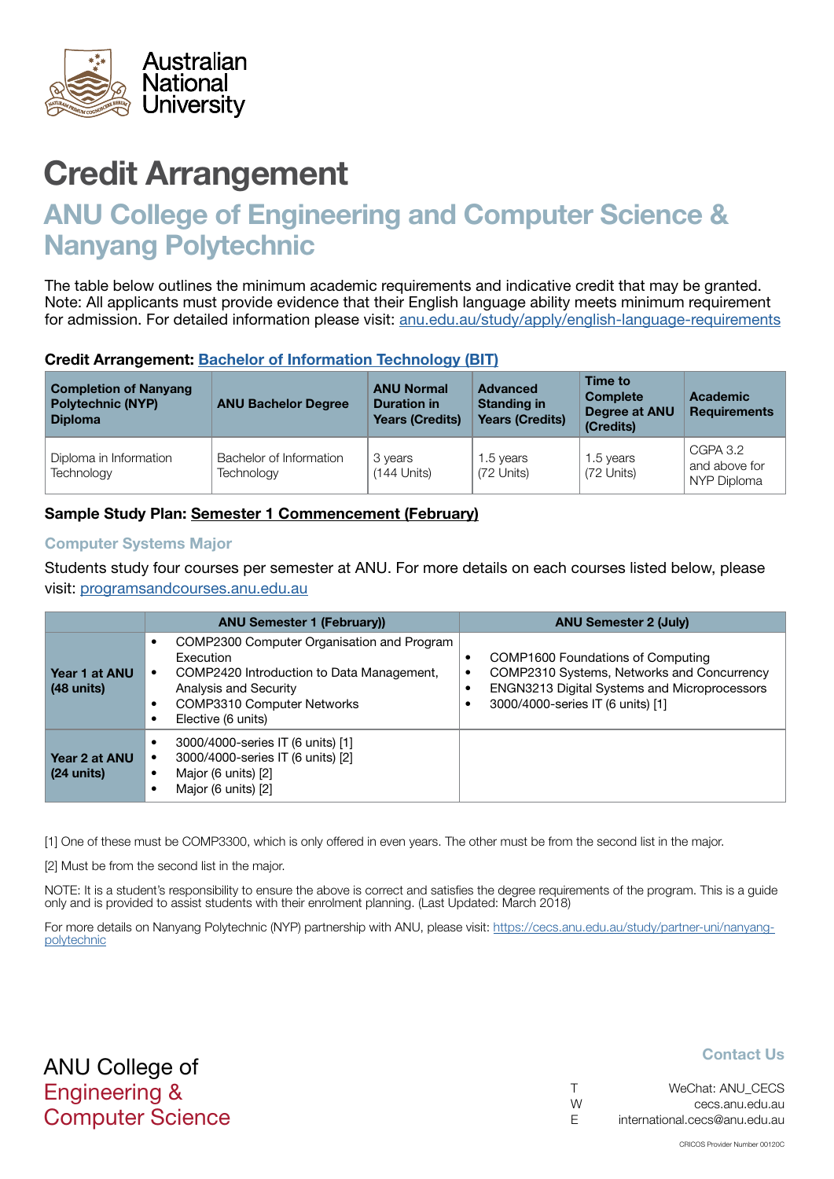Australian National University

# Credit Arrangement

## ANU College of Engineering and Computer Science & Nanyang Polytechnic

The table below outlines the minimum academic requirements and indicative credit that may be granted. Note: All applicants must provide evidence that their English language ability meets minimum requirement for admission. For detailed information please visit: [anu.edu.au/study/apply/english-language-requirements](anu.edu.au/study/apply/english-language-requirements)

**Credit Arrangement: [Bachelor of Information Technology (BIT)]()**

| Completion of Nanyang Polytechnic (NYP) Diploma | ANU Bachelor Degree | ANU Normal Duration in Years (Credits) | Advanced Standing in Years (Credits) | Time to Complete Degree at ANU (Credits) | Academic Requirements |
|---|---|---|---|---|---|
| Diploma in Information Technology | Bachelor of Information Technology | 3 years (144 Units) | 1.5 years (72 Units) | 1.5 years (72 Units) | CGPA 3.2 and above for NYP Diploma |

**Sample Study Plan: Semester 1 Commencement (February)**

### Computer Systems Major

Students study four courses per semester at ANU. For more details on each courses listed below, please visit: [programsandcourses.anu.edu.au](programsandcourses.anu.edu.au)

| | ANU Semester 1 (February)) | ANU Semester 2 (July) |
|---|---|---|
| **Year 1 at ANU (48 units)** | • COMP2300 Computer Organisation and Program Execution<br>• COMP2420 Introduction to Data Management, Analysis and Security<br>• COMP3310 Computer Networks<br>• Elective (6 units) | • COMP1600 Foundations of Computing<br>• COMP2310 Systems, Networks and Concurrency<br>• ENGN3213 Digital Systems and Microprocessors<br>• 3000/4000-series IT (6 units) [1] |
| **Year 2 at ANU (24 units)** | • 3000/4000-series IT (6 units) [1]<br>• 3000/4000-series IT (6 units) [2]<br>• Major (6 units) [2]<br>• Major (6 units) [2] | |

[1] One of these must be COMP3300, which is only offered in even years. The other must be from the second list in the major.

[2] Must be from the second list in the major.

NOTE: It is a student's responsibility to ensure the above is correct and satisfies the degree requirements of the program. This is a guide only and is provided to assist students with their enrolment planning. (Last Updated: March 2018)

For more details on Nanyang Polytechnic (NYP) partnership with ANU, please visit: [https://cecs.anu.edu.au/study/partner-uni/nanyang-polytechnic](https://cecs.anu.edu.au/study/partner-uni/nanyang-polytechnic)

ANU College of Engineering & Computer Science

**Contact Us**

T WeChat: ANU_CECS
W cecs.anu.edu.au
E international.cecs@anu.edu.au

CRICOS Provider Number 00120C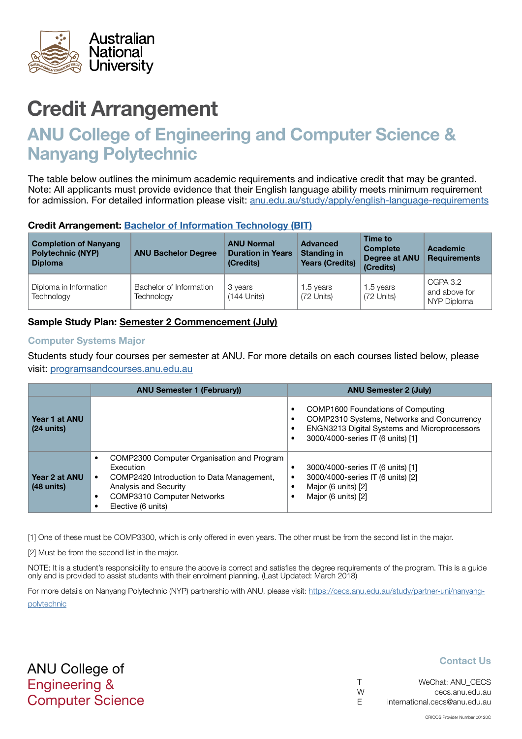Australian National University

# Credit Arrangement

## ANU College of Engineering and Computer Science & Nanyang Polytechnic

The table below outlines the minimum academic requirements and indicative credit that may be granted. Note: All applicants must provide evidence that their English language ability meets minimum requirement for admission. For detailed information please visit: [anu.edu.au/study/apply/english-language-requirements](anu.edu.au/study/apply/english-language-requirements)

**Credit Arrangement: Bachelor of Information Technology (BIT)**

| Completion of Nanyang Polytechnic (NYP) Diploma | ANU Bachelor Degree | ANU Normal Duration in Years (Credits) | Advanced Standing in Years (Credits) | Time to Complete Degree at ANU (Credits) | Academic Requirements |
|---|---|---|---|---|---|
| Diploma in Information Technology | Bachelor of Information Technology | 3 years (144 Units) | 1.5 years (72 Units) | 1.5 years (72 Units) | CGPA 3.2 and above for NYP Diploma |

**Sample Study Plan: Semester 2 Commencement (July)**

### Computer Systems Major

Students study four courses per semester at ANU. For more details on each courses listed below, please visit: [programsandcourses.anu.edu.au](programsandcourses.anu.edu.au)

| | ANU Semester 1 (February)) | ANU Semester 2 (July) |
|---|---|---|
| **Year 1 at ANU (24 units)** | | • COMP1600 Foundations of Computing<br>• COMP2310 Systems, Networks and Concurrency<br>• ENGN3213 Digital Systems and Microprocessors<br>• 3000/4000-series IT (6 units) [1] |
| **Year 2 at ANU (48 units)** | • COMP2300 Computer Organisation and Program Execution<br>• COMP2420 Introduction to Data Management, Analysis and Security<br>• COMP3310 Computer Networks<br>• Elective (6 units) | • 3000/4000-series IT (6 units) [1]<br>• 3000/4000-series IT (6 units) [2]<br>• Major (6 units) [2]<br>• Major (6 units) [2] |

[1] One of these must be COMP3300, which is only offered in even years. The other must be from the second list in the major.

[2] Must be from the second list in the major.

NOTE: It is a student's responsibility to ensure the above is correct and satisfies the degree requirements of the program. This is a guide only and is provided to assist students with their enrolment planning. (Last Updated: March 2018)

For more details on Nanyang Polytechnic (NYP) partnership with ANU, please visit: [https://cecs.anu.edu.au/study/partner-uni/nanyang-polytechnic](https://cecs.anu.edu.au/study/partner-uni/nanyang-polytechnic)

ANU College of Engineering & Computer Science

**Contact Us**

T WeChat: ANU_CECS
W cecs.anu.edu.au
E international.cecs@anu.edu.au

CRICOS Provider Number 00120C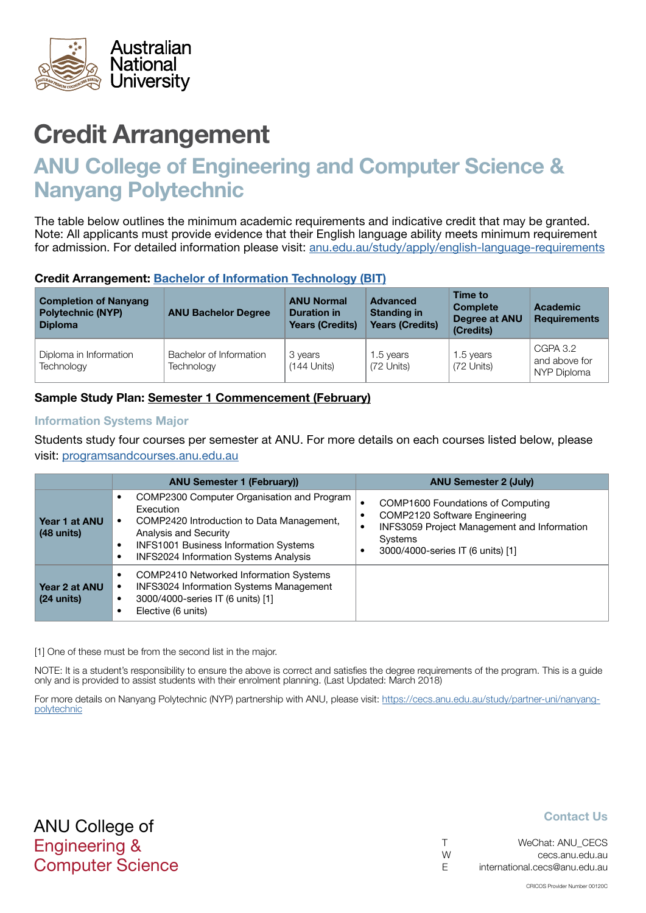Australian National University

# Credit Arrangement

## ANU College of Engineering and Computer Science & Nanyang Polytechnic

The table below outlines the minimum academic requirements and indicative credit that may be granted. Note: All applicants must provide evidence that their English language ability meets minimum requirement for admission. For detailed information please visit: anu.edu.au/study/apply/english-language-requirements

**Credit Arrangement: Bachelor of Information Technology (BIT)**

| Completion of Nanyang Polytechnic (NYP) Diploma | ANU Bachelor Degree | ANU Normal Duration in Years (Credits) | Advanced Standing in Years (Credits) | Time to Complete Degree at ANU (Credits) | Academic Requirements |
|---|---|---|---|---|---|
| Diploma in Information Technology | Bachelor of Information Technology | 3 years (144 Units) | 1.5 years (72 Units) | 1.5 years (72 Units) | CGPA 3.2 and above for NYP Diploma |

**Sample Study Plan: Semester 1 Commencement (February)**

### Information Systems Major

Students study four courses per semester at ANU. For more details on each courses listed below, please visit: programsandcourses.anu.edu.au

| | ANU Semester 1 (February)) | ANU Semester 2 (July) |
|---|---|---|
| **Year 1 at ANU (48 units)** | • COMP2300 Computer Organisation and Program Execution<br>• COMP2420 Introduction to Data Management, Analysis and Security<br>• INFS1001 Business Information Systems<br>• INFS2024 Information Systems Analysis | • COMP1600 Foundations of Computing<br>• COMP2120 Software Engineering<br>• INFS3059 Project Management and Information Systems<br>• 3000/4000-series IT (6 units) [1] |
| **Year 2 at ANU (24 units)** | • COMP2410 Networked Information Systems<br>• INFS3024 Information Systems Management<br>• 3000/4000-series IT (6 units) [1]<br>• Elective (6 units) | |

[1] One of these must be from the second list in the major.

NOTE: It is a student's responsibility to ensure the above is correct and satisfies the degree requirements of the program. This is a guide only and is provided to assist students with their enrolment planning. (Last Updated: March 2018)

For more details on Nanyang Polytechnic (NYP) partnership with ANU, please visit: https://cecs.anu.edu.au/study/partner-uni/nanyang-polytechnic

ANU College of Engineering & Computer Science

**Contact Us**

T WeChat: ANU_CECS
W cecs.anu.edu.au
E international.cecs@anu.edu.au

CRICOS Provider Number 00120C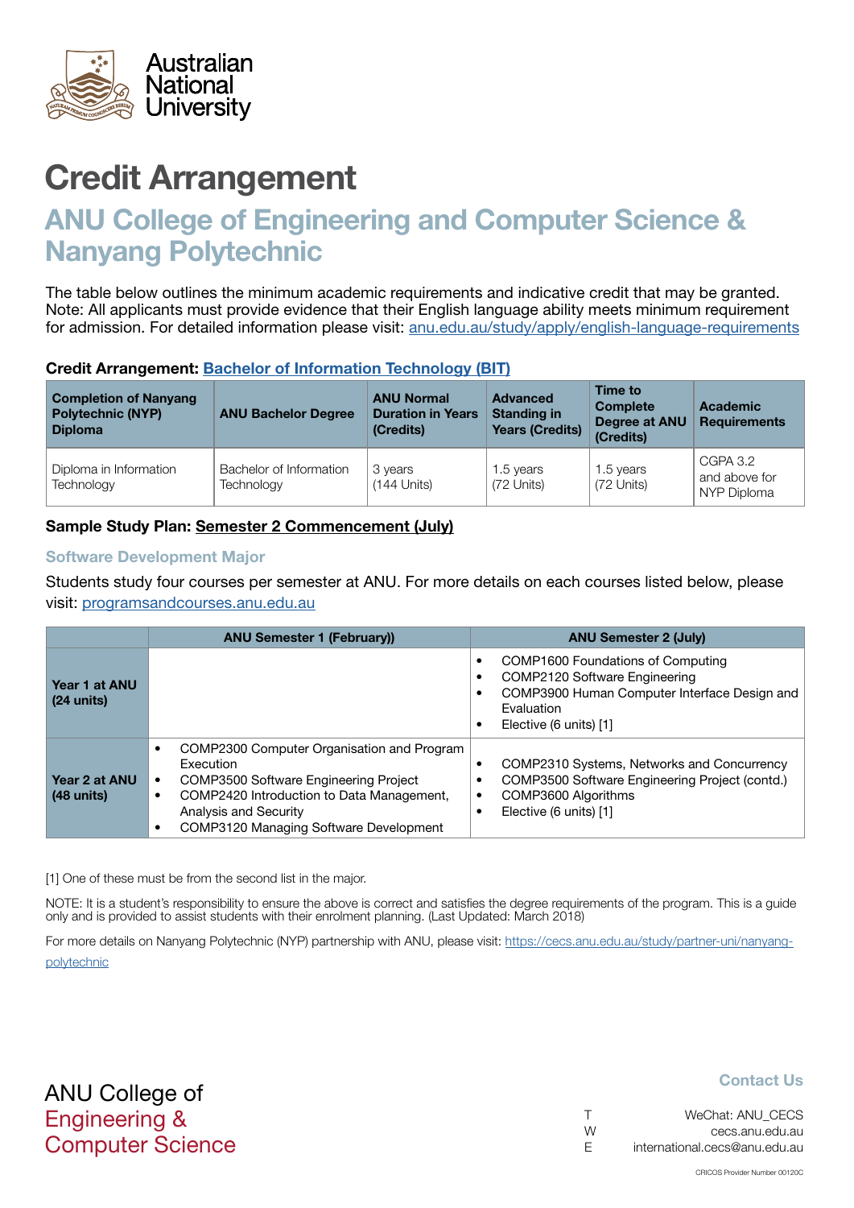Australian National University

# Credit Arrangement

## ANU College of Engineering and Computer Science & Nanyang Polytechnic

The table below outlines the minimum academic requirements and indicative credit that may be granted. Note: All applicants must provide evidence that their English language ability meets minimum requirement for admission. For detailed information please visit: [anu.edu.au/study/apply/english-language-requirements](anu.edu.au/study/apply/english-language-requirements)

**Credit Arrangement: [Bachelor of Information Technology (BIT)]()**

| Completion of Nanyang Polytechnic (NYP) Diploma | ANU Bachelor Degree | ANU Normal Duration in Years (Credits) | Advanced Standing in Years (Credits) | Time to Complete Degree at ANU (Credits) | Academic Requirements |
|---|---|---|---|---|---|
| Diploma in Information Technology | Bachelor of Information Technology | 3 years (144 Units) | 1.5 years (72 Units) | 1.5 years (72 Units) | CGPA 3.2 and above for NYP Diploma |

**Sample Study Plan: Semester 2 Commencement (July)**

### Software Development Major

Students study four courses per semester at ANU. For more details on each courses listed below, please visit: [programsandcourses.anu.edu.au](programsandcourses.anu.edu.au)

| | ANU Semester 1 (February)) | ANU Semester 2 (July) |
|---|---|---|
| **Year 1 at ANU (24 units)** | | • COMP1600 Foundations of Computing<br>• COMP2120 Software Engineering<br>• COMP3900 Human Computer Interface Design and Evaluation<br>• Elective (6 units) [1] |
| **Year 2 at ANU (48 units)** | • COMP2300 Computer Organisation and Program Execution<br>• COMP3500 Software Engineering Project<br>• COMP2420 Introduction to Data Management, Analysis and Security<br>• COMP3120 Managing Software Development | • COMP2310 Systems, Networks and Concurrency<br>• COMP3500 Software Engineering Project (contd.)<br>• COMP3600 Algorithms<br>• Elective (6 units) [1] |

[1] One of these must be from the second list in the major.

NOTE: It is a student's responsibility to ensure the above is correct and satisfies the degree requirements of the program. This is a guide only and is provided to assist students with their enrolment planning. (Last Updated: March 2018)

For more details on Nanyang Polytechnic (NYP) partnership with ANU, please visit: [https://cecs.anu.edu.au/study/partner-uni/nanyang-polytechnic](https://cecs.anu.edu.au/study/partner-uni/nanyang-polytechnic)

ANU College of
Engineering &
Computer Science

**Contact Us**

T WeChat: ANU_CECS
W cecs.anu.edu.au
E international.cecs@anu.edu.au

CRICOS Provider Number 00120C